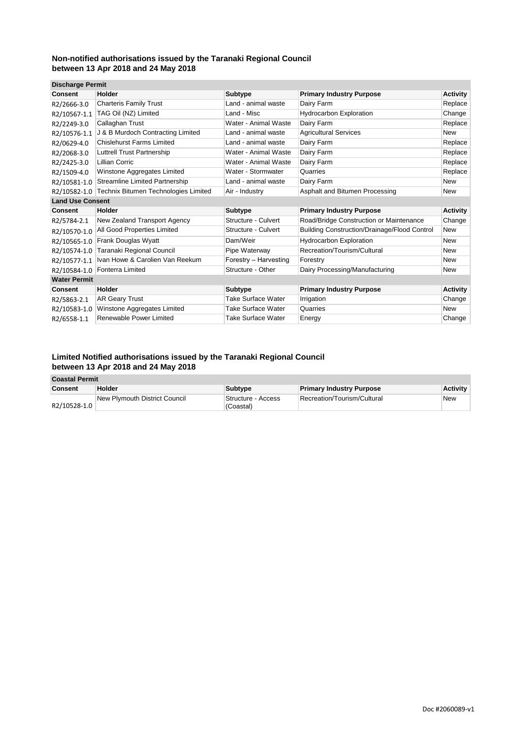## Non-notified authorisations issued by the Taranaki Regional Council between 13 Apr 2018 and 24 May 2018

| Discharge Permit | | | | |
|---|---|---|---|---|
| **Consent** | **Holder** | **Subtype** | **Primary Industry Purpose** | **Activity** |
| R2/2666-3.0 | Charteris Family Trust | Land - animal waste | Dairy Farm | Replace |
| R2/10567-1.1 | TAG Oil (NZ) Limited | Land - Misc | Hydrocarbon Exploration | Change |
| R2/2249-3.0 | Callaghan Trust | Water - Animal Waste | Dairy Farm | Replace |
| R2/10576-1.1 | J & B Murdoch Contracting Limited | Land - animal waste | Agricultural Services | New |
| R2/0629-4.0 | Chislehurst Farms Limited | Land - animal waste | Dairy Farm | Replace |
| R2/2068-3.0 | Luttrell Trust Partnership | Water - Animal Waste | Dairy Farm | Replace |
| R2/2425-3.0 | Lillian Corric | Water - Animal Waste | Dairy Farm | Replace |
| R2/1509-4.0 | Winstone Aggregates Limited | Water - Stormwater | Quarries | Replace |
| R2/10581-1.0 | Streamline Limited Partnership | Land - animal waste | Dairy Farm | New |
| R2/10582-1.0 | Technix Bitumen Technologies Limited | Air - Industry | Asphalt and Bitumen Processing | New |

| Land Use Consent | | | | |
|---|---|---|---|---|
| **Consent** | **Holder** | **Subtype** | **Primary Industry Purpose** | **Activity** |
| R2/5784-2.1 | New Zealand Transport Agency | Structure - Culvert | Road/Bridge Construction or Maintenance | Change |
| R2/10570-1.0 | All Good Properties Limited | Structure - Culvert | Building Construction/Drainage/Flood Control | New |
| R2/10565-1.0 | Frank Douglas Wyatt | Dam/Weir | Hydrocarbon Exploration | New |
| R2/10574-1.0 | Taranaki Regional Council | Pipe Waterway | Recreation/Tourism/Cultural | New |
| R2/10577-1.1 | Ivan Howe & Carolien Van Reekum | Forestry – Harvesting | Forestry | New |
| R2/10584-1.0 | Fonterra Limited | Structure - Other | Dairy Processing/Manufacturing | New |

| Water Permit | | | | |
|---|---|---|---|---|
| **Consent** | **Holder** | **Subtype** | **Primary Industry Purpose** | **Activity** |
| R2/5863-2.1 | AR Geary Trust | Take Surface Water | Irrigation | Change |
| R2/10583-1.0 | Winstone Aggregates Limited | Take Surface Water | Quarries | New |
| R2/6558-1.1 | Renewable Power Limited | Take Surface Water | Energy | Change |

## Limited Notified authorisations issued by the Taranaki Regional Council between 13 Apr 2018 and 24 May 2018

| Coastal Permit | | | | |
|---|---|---|---|---|
| **Consent** | **Holder** | **Subtype** | **Primary Industry Purpose** | **Activity** |
| R2/10528-1.0 | New Plymouth District Council | Structure - Access (Coastal) | Recreation/Tourism/Cultural | New |

Doc #2060089-v1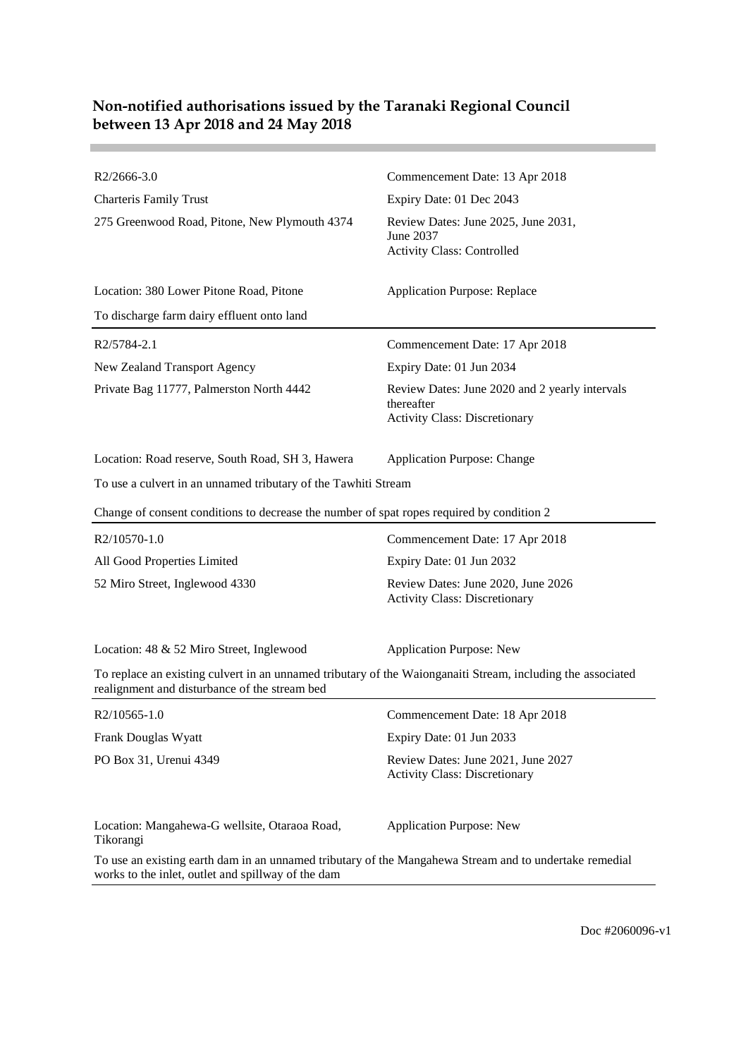## Non-notified authorisations issued by the Taranaki Regional Council between 13 Apr 2018 and 24 May 2018

---

R2/2666-3.0
Charteris Family Trust
275 Greenwood Road, Pitone, New Plymouth 4374

Commencement Date: 13 Apr 2018
Expiry Date: 01 Dec 2043
Review Dates: June 2025, June 2031, June 2037
Activity Class: Controlled

Location: 380 Lower Pitone Road, Pitone
Application Purpose: Replace

To discharge farm dairy effluent onto land

---

R2/5784-2.1
New Zealand Transport Agency
Private Bag 11777, Palmerston North 4442

Commencement Date: 17 Apr 2018
Expiry Date: 01 Jun 2034
Review Dates: June 2020 and 2 yearly intervals thereafter
Activity Class: Discretionary

Location: Road reserve, South Road, SH 3, Hawera
Application Purpose: Change

To use a culvert in an unnamed tributary of the Tawhiti Stream

Change of consent conditions to decrease the number of spat ropes required by condition 2

---

R2/10570-1.0
All Good Properties Limited
52 Miro Street, Inglewood 4330

Commencement Date: 17 Apr 2018
Expiry Date: 01 Jun 2032
Review Dates: June 2020, June 2026
Activity Class: Discretionary

Location: 48 & 52 Miro Street, Inglewood
Application Purpose: New

To replace an existing culvert in an unnamed tributary of the Waionganaiti Stream, including the associated realignment and disturbance of the stream bed

---

R2/10565-1.0
Frank Douglas Wyatt
PO Box 31, Urenui 4349

Commencement Date: 18 Apr 2018
Expiry Date: 01 Jun 2033
Review Dates: June 2021, June 2027
Activity Class: Discretionary

Location: Mangahewa-G wellsite, Otaraoa Road, Tikorangi
Application Purpose: New

To use an existing earth dam in an unnamed tributary of the Mangahewa Stream and to undertake remedial works to the inlet, outlet and spillway of the dam

---

Doc #2060096-v1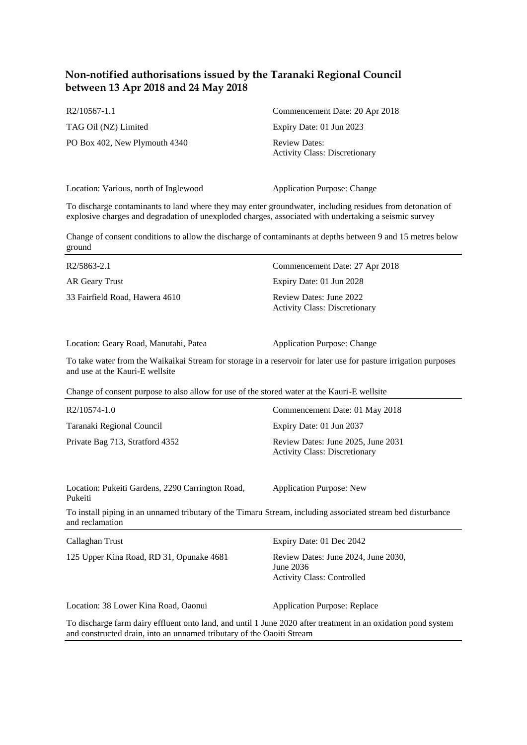## Non-notified authorisations issued by the Taranaki Regional Council between 13 Apr 2018 and 24 May 2018

R2/10567-1.1
TAG Oil (NZ) Limited
PO Box 402, New Plymouth 4340

Commencement Date: 20 Apr 2018
Expiry Date: 01 Jun 2023
Review Dates:
Activity Class: Discretionary

Location: Various, north of Inglewood
Application Purpose: Change

To discharge contaminants to land where they may enter groundwater, including residues from detonation of explosive charges and degradation of unexploded charges, associated with undertaking a seismic survey

Change of consent conditions to allow the discharge of contaminants at depths between 9 and 15 metres below ground

---

R2/5863-2.1
AR Geary Trust
33 Fairfield Road, Hawera 4610

Commencement Date: 27 Apr 2018
Expiry Date: 01 Jun 2028
Review Dates: June 2022
Activity Class: Discretionary

Location: Geary Road, Manutahi, Patea
Application Purpose: Change

To take water from the Waikaikai Stream for storage in a reservoir for later use for pasture irrigation purposes and use at the Kauri-E wellsite

Change of consent purpose to also allow for use of the stored water at the Kauri-E wellsite

---

R2/10574-1.0
Taranaki Regional Council
Private Bag 713, Stratford 4352

Commencement Date: 01 May 2018
Expiry Date: 01 Jun 2037
Review Dates: June 2025, June 2031
Activity Class: Discretionary

Location: Pukeiti Gardens, 2290 Carrington Road, Pukeiti
Application Purpose: New

To install piping in an unnamed tributary of the Timaru Stream, including associated stream bed disturbance and reclamation

---

Callaghan Trust
125 Upper Kina Road, RD 31, Opunake 4681

Expiry Date: 01 Dec 2042
Review Dates: June 2024, June 2030, June 2036
Activity Class: Controlled

Location: 38 Lower Kina Road, Oaonui
Application Purpose: Replace

To discharge farm dairy effluent onto land, and until 1 June 2020 after treatment in an oxidation pond system and constructed drain, into an unnamed tributary of the Oaoiti Stream

---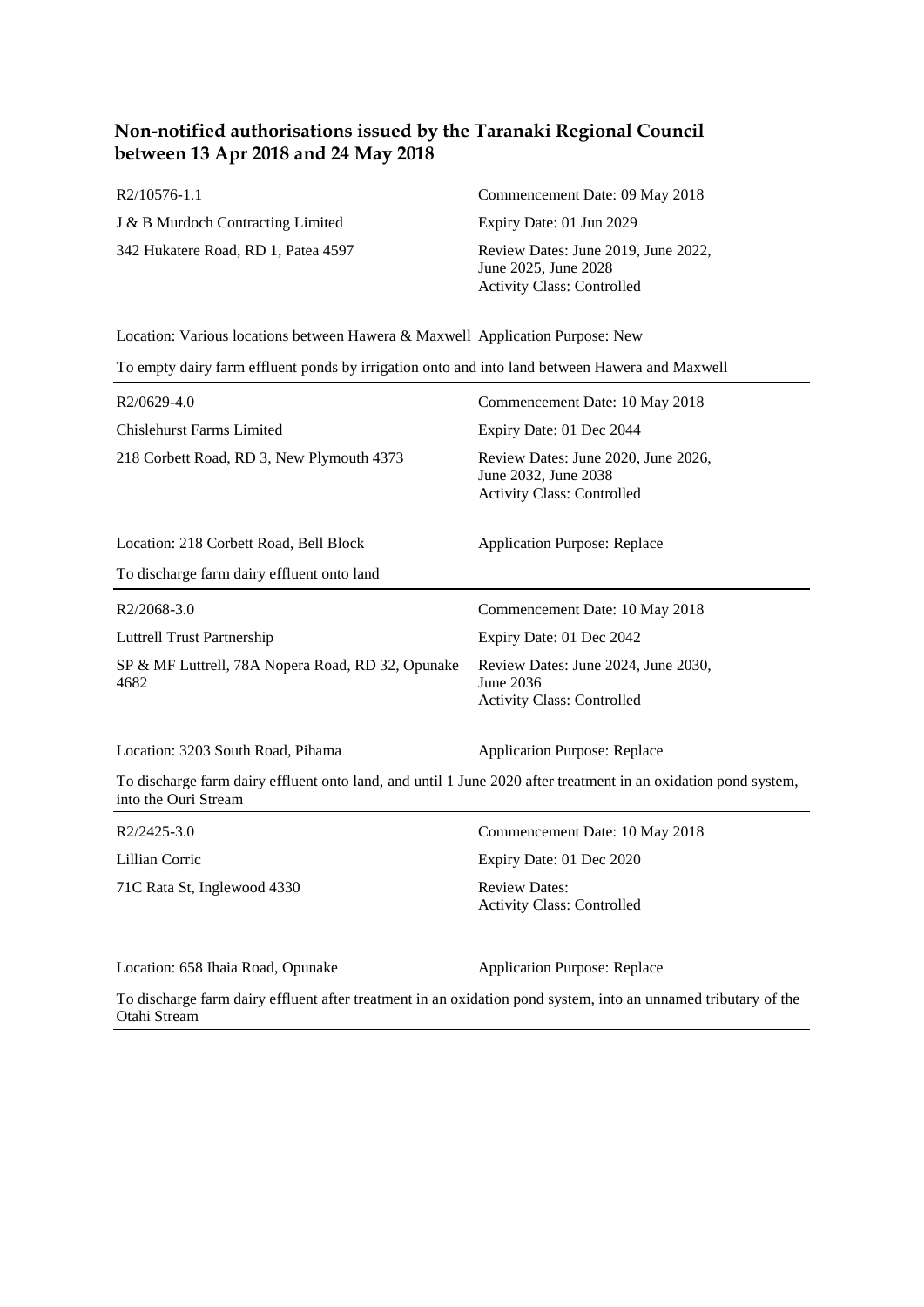## Non-notified authorisations issued by the Taranaki Regional Council between 13 Apr 2018 and 24 May 2018

R2/10576-1.1
J & B Murdoch Contracting Limited
342 Hukatere Road, RD 1, Patea 4597

Commencement Date: 09 May 2018
Expiry Date: 01 Jun 2029
Review Dates: June 2019, June 2022, June 2025, June 2028
Activity Class: Controlled

Location: Various locations between Hawera & Maxwell
Application Purpose: New

To empty dairy farm effluent ponds by irrigation onto and into land between Hawera and Maxwell

---

R2/0629-4.0
Chislehurst Farms Limited
218 Corbett Road, RD 3, New Plymouth 4373

Commencement Date: 10 May 2018
Expiry Date: 01 Dec 2044
Review Dates: June 2020, June 2026, June 2032, June 2038
Activity Class: Controlled

Location: 218 Corbett Road, Bell Block
Application Purpose: Replace

To discharge farm dairy effluent onto land

---

R2/2068-3.0
Luttrell Trust Partnership
SP & MF Luttrell, 78A Nopera Road, RD 32, Opunake 4682

Commencement Date: 10 May 2018
Expiry Date: 01 Dec 2042
Review Dates: June 2024, June 2030, June 2036
Activity Class: Controlled

Location: 3203 South Road, Pihama
Application Purpose: Replace

To discharge farm dairy effluent onto land, and until 1 June 2020 after treatment in an oxidation pond system, into the Ouri Stream

---

R2/2425-3.0
Lillian Corric
71C Rata St, Inglewood 4330

Commencement Date: 10 May 2018
Expiry Date: 01 Dec 2020
Review Dates:
Activity Class: Controlled

Location: 658 Ihaia Road, Opunake
Application Purpose: Replace

To discharge farm dairy effluent after treatment in an oxidation pond system, into an unnamed tributary of the Otahi Stream

---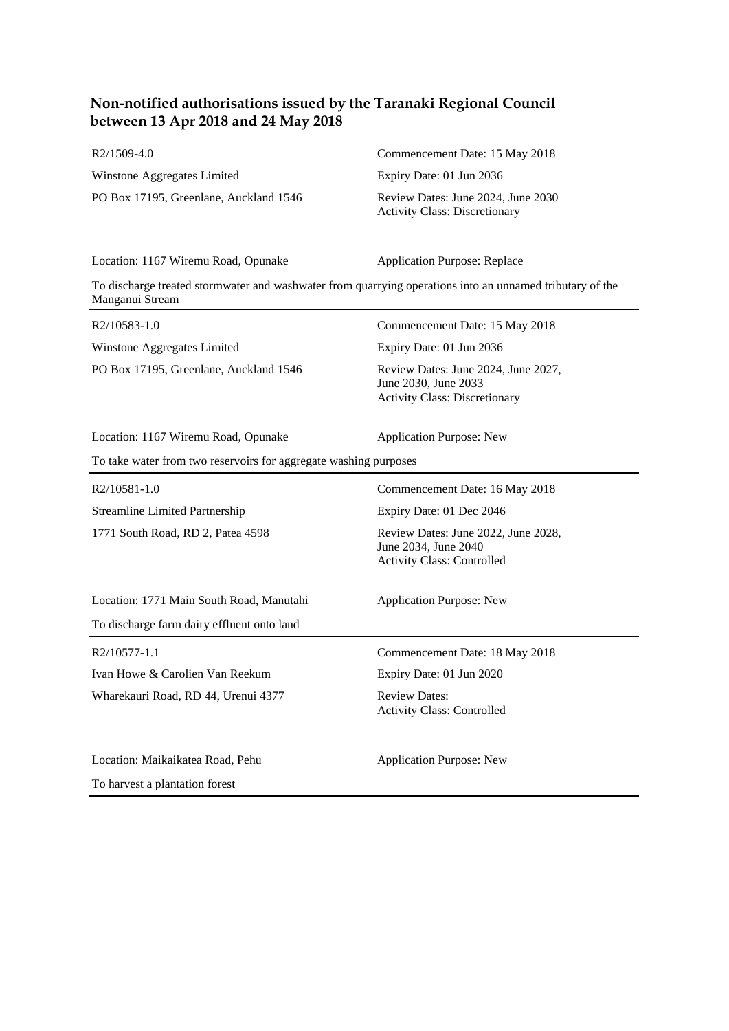## Non-notified authorisations issued by the Taranaki Regional Council between 13 Apr 2018 and 24 May 2018

R2/1509-4.0
Winstone Aggregates Limited
PO Box 17195, Greenlane, Auckland 1546

Commencement Date: 15 May 2018
Expiry Date: 01 Jun 2036
Review Dates: June 2024, June 2030
Activity Class: Discretionary

Location: 1167 Wiremu Road, Opunake
Application Purpose: Replace

To discharge treated stormwater and washwater from quarrying operations into an unnamed tributary of the Manganui Stream

---

R2/10583-1.0
Winstone Aggregates Limited
PO Box 17195, Greenlane, Auckland 1546

Commencement Date: 15 May 2018
Expiry Date: 01 Jun 2036
Review Dates: June 2024, June 2027, June 2030, June 2033
Activity Class: Discretionary

Location: 1167 Wiremu Road, Opunake
Application Purpose: New

To take water from two reservoirs for aggregate washing purposes

---

R2/10581-1.0
Streamline Limited Partnership
1771 South Road, RD 2, Patea 4598

Commencement Date: 16 May 2018
Expiry Date: 01 Dec 2046
Review Dates: June 2022, June 2028, June 2034, June 2040
Activity Class: Controlled

Location: 1771 Main South Road, Manutahi
Application Purpose: New

To discharge farm dairy effluent onto land

---

R2/10577-1.1
Ivan Howe & Carolien Van Reekum
Wharekauri Road, RD 44, Urenui 4377

Commencement Date: 18 May 2018
Expiry Date: 01 Jun 2020
Review Dates:
Activity Class: Controlled

Location: Maikaikatea Road, Pehu
Application Purpose: New

To harvest a plantation forest

---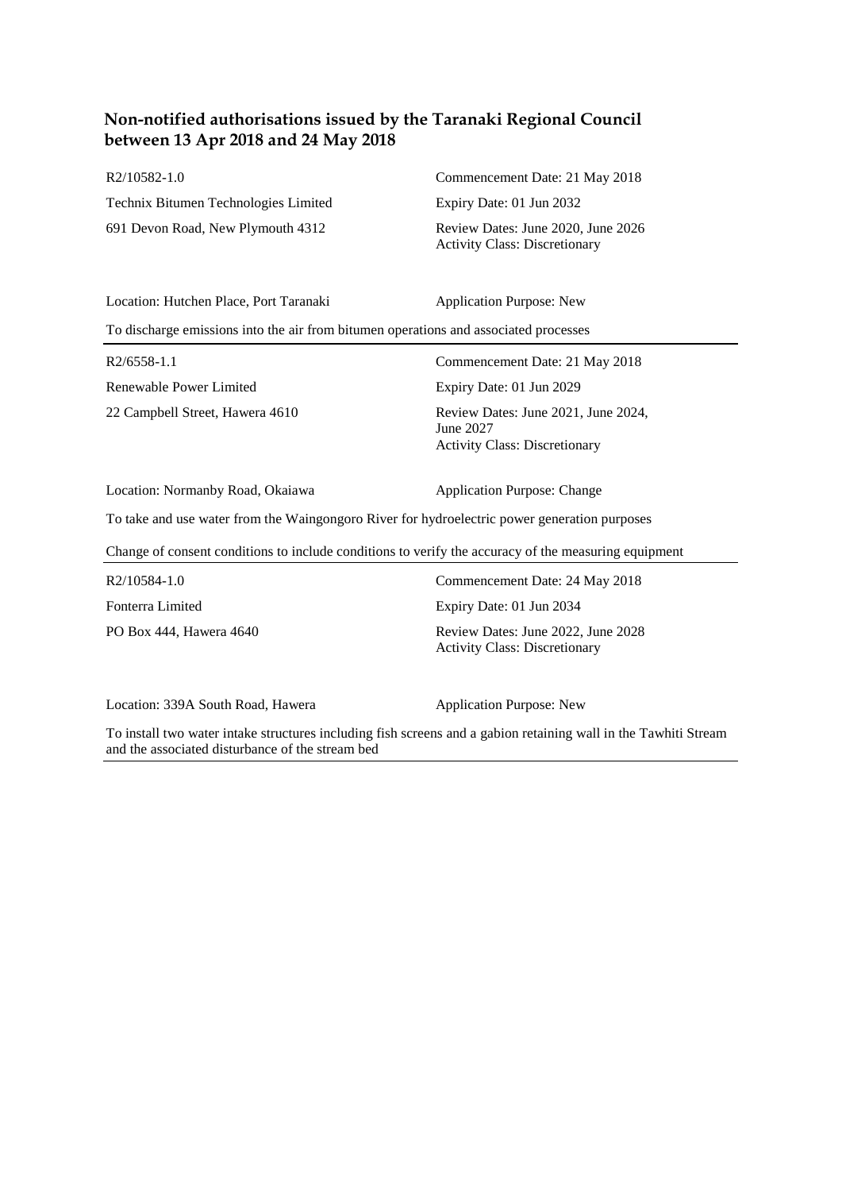## Non-notified authorisations issued by the Taranaki Regional Council between 13 Apr 2018 and 24 May 2018

R2/10582-1.0
Technix Bitumen Technologies Limited
691 Devon Road, New Plymouth 4312

Commencement Date: 21 May 2018
Expiry Date: 01 Jun 2032
Review Dates: June 2020, June 2026
Activity Class: Discretionary

Location: Hutchen Place, Port Taranaki
Application Purpose: New

To discharge emissions into the air from bitumen operations and associated processes

---

R2/6558-1.1
Renewable Power Limited
22 Campbell Street, Hawera 4610

Commencement Date: 21 May 2018
Expiry Date: 01 Jun 2029
Review Dates: June 2021, June 2024, June 2027
Activity Class: Discretionary

Location: Normanby Road, Okaiawa
Application Purpose: Change

To take and use water from the Waingongoro River for hydroelectric power generation purposes

Change of consent conditions to include conditions to verify the accuracy of the measuring equipment

---

R2/10584-1.0
Fonterra Limited
PO Box 444, Hawera 4640

Commencement Date: 24 May 2018
Expiry Date: 01 Jun 2034
Review Dates: June 2022, June 2028
Activity Class: Discretionary

Location: 339A South Road, Hawera
Application Purpose: New

To install two water intake structures including fish screens and a gabion retaining wall in the Tawhiti Stream and the associated disturbance of the stream bed

---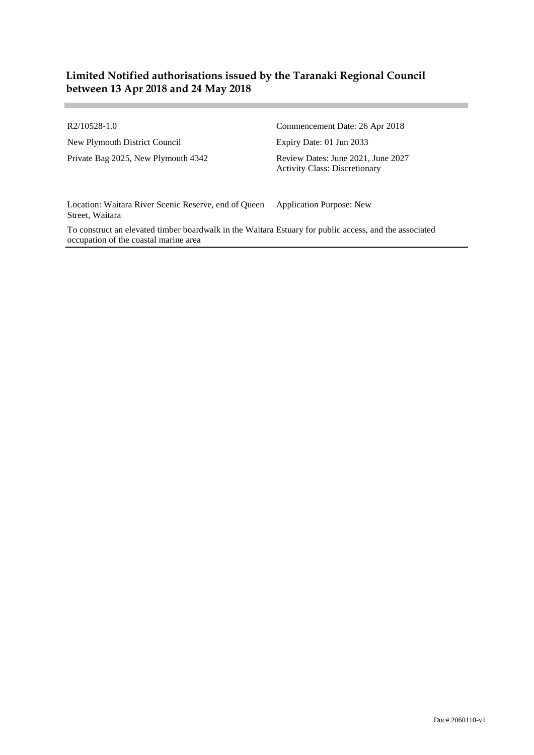## Limited Notified authorisations issued by the Taranaki Regional Council between 13 Apr 2018 and 24 May 2018

R2/10528-1.0

New Plymouth District Council

Private Bag 2025, New Plymouth 4342

Commencement Date: 26 Apr 2018

Expiry Date: 01 Jun 2033

Review Dates: June 2021, June 2027

Activity Class: Discretionary

Location: Waitara River Scenic Reserve, end of Queen Street, Waitara

Application Purpose: New

To construct an elevated timber boardwalk in the Waitara Estuary for public access, and the associated occupation of the coastal marine area

Doc# 2060110-v1